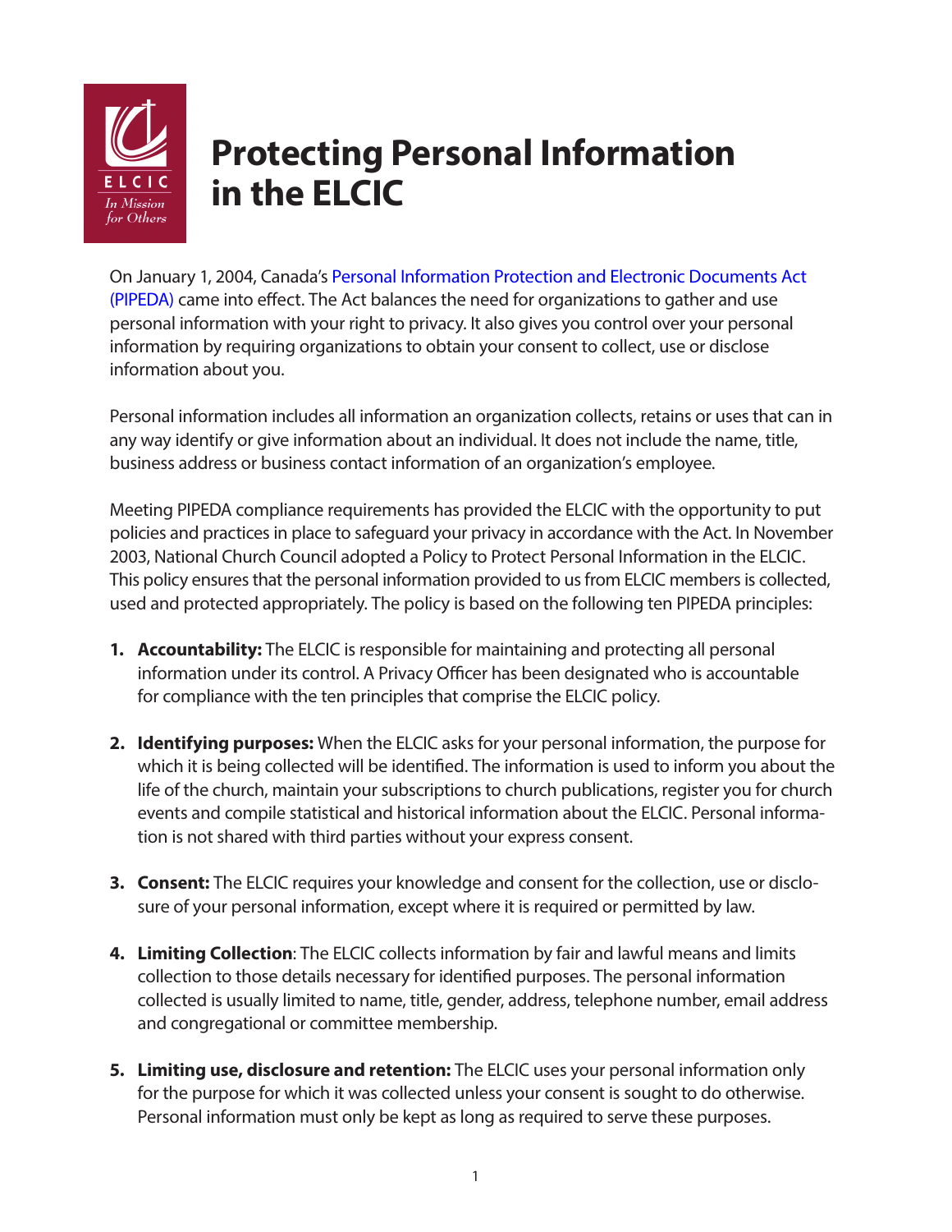# Protecting Personal Information in the ELCIC

On January 1, 2004, Canada's Personal Information Protection and Electronic Documents Act (PIPEDA) came into effect. The Act balances the need for organizations to gather and use personal information with your right to privacy. It also gives you control over your personal information by requiring organizations to obtain your consent to collect, use or disclose information about you.

Personal information includes all information an organization collects, retains or uses that can in any way identify or give information about an individual. It does not include the name, title, business address or business contact information of an organization's employee.

Meeting PIPEDA compliance requirements has provided the ELCIC with the opportunity to put policies and practices in place to safeguard your privacy in accordance with the Act. In November 2003, National Church Council adopted a Policy to Protect Personal Information in the ELCIC. This policy ensures that the personal information provided to us from ELCIC members is collected, used and protected appropriately. The policy is based on the following ten PIPEDA principles:

1. **Accountability:** The ELCIC is responsible for maintaining and protecting all personal information under its control. A Privacy Officer has been designated who is accountable for compliance with the ten principles that comprise the ELCIC policy.

2. **Identifying purposes:** When the ELCIC asks for your personal information, the purpose for which it is being collected will be identified. The information is used to inform you about the life of the church, maintain your subscriptions to church publications, register you for church events and compile statistical and historical information about the ELCIC. Personal information is not shared with third parties without your express consent.

3. **Consent:** The ELCIC requires your knowledge and consent for the collection, use or disclosure of your personal information, except where it is required or permitted by law.

4. **Limiting Collection**: The ELCIC collects information by fair and lawful means and limits collection to those details necessary for identified purposes. The personal information collected is usually limited to name, title, gender, address, telephone number, email address and congregational or committee membership.

5. **Limiting use, disclosure and retention:** The ELCIC uses your personal information only for the purpose for which it was collected unless your consent is sought to do otherwise. Personal information must only be kept as long as required to serve these purposes.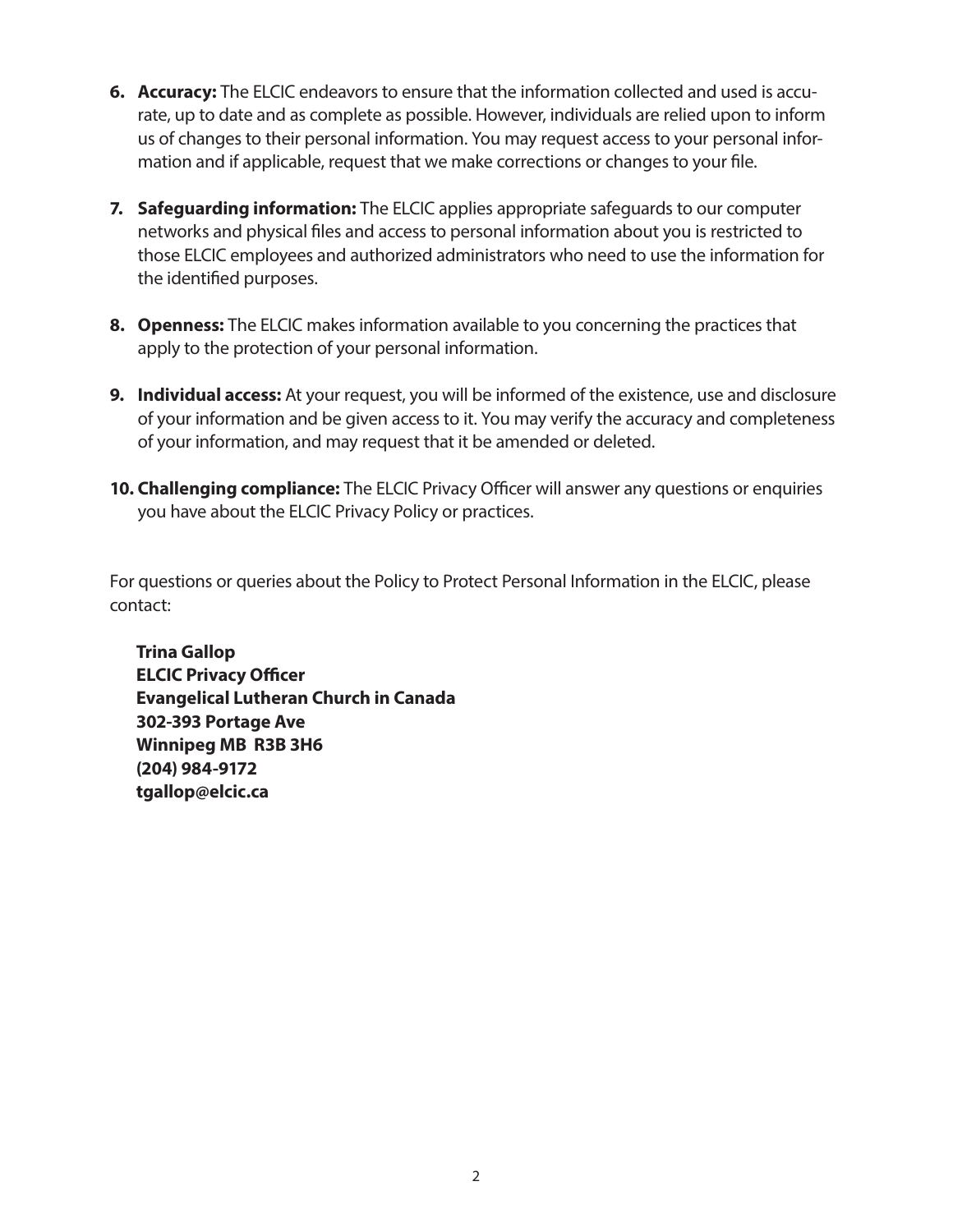6. **Accuracy:** The ELCIC endeavors to ensure that the information collected and used is accurate, up to date and as complete as possible. However, individuals are relied upon to inform us of changes to their personal information. You may request access to your personal information and if applicable, request that we make corrections or changes to your file.

7. **Safeguarding information:** The ELCIC applies appropriate safeguards to our computer networks and physical files and access to personal information about you is restricted to those ELCIC employees and authorized administrators who need to use the information for the identified purposes.

8. **Openness:** The ELCIC makes information available to you concerning the practices that apply to the protection of your personal information.

9. **Individual access:** At your request, you will be informed of the existence, use and disclosure of your information and be given access to it. You may verify the accuracy and completeness of your information, and may request that it be amended or deleted.

10. **Challenging compliance:** The ELCIC Privacy Officer will answer any questions or enquiries you have about the ELCIC Privacy Policy or practices.

For questions or queries about the Policy to Protect Personal Information in the ELCIC, please contact:

**Trina Gallop**
**ELCIC Privacy Officer**
**Evangelical Lutheran Church in Canada**
**302-393 Portage Ave**
**Winnipeg MB R3B 3H6**
**(204) 984-9172**
**tgallop@elcic.ca**